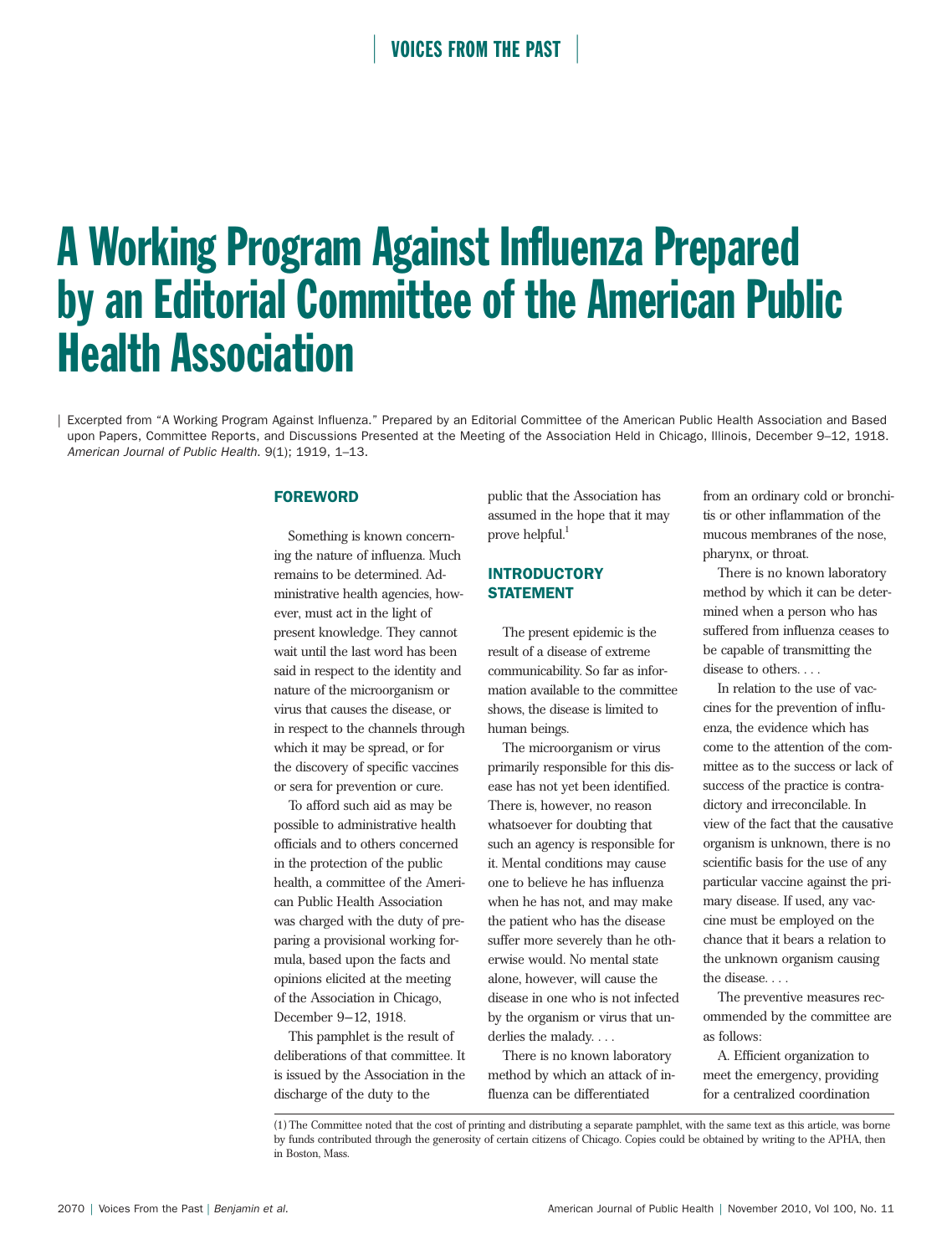# A Working Program Against Influenza Prepared by an Editorial Committee of the American Public Health Association

Excerpted from "A Working Program Against Influenza." Prepared by an Editorial Committee of the American Public Health Association and Based upon Papers, Committee Reports, and Discussions Presented at the Meeting of the Association Held in Chicago, Illinois, December 9–12, 1918. *American Journal of Public Health*. 9(1); 1919, 1–13.

## FOREWORD

Something is known concerning the nature of influenza. Much remains to be determined. Administrative health agencies, however, must act in the light of present knowledge. They cannot wait until the last word has been said in respect to the identity and nature of the microorganism or virus that causes the disease, or in respect to the channels through which it may be spread, or for the discovery of specific vaccines or sera for prevention or cure.

To afford such aid as may be possible to administrative health officials and to others concerned in the protection of the public health, a committee of the American Public Health Association was charged with the duty of preparing a provisional working formula, based upon the facts and opinions elicited at the meeting of the Association in Chicago, December 9–12, 1918.

This pamphlet is the result of deliberations of that committee. It is issued by the Association in the discharge of the duty to the public that the Association has assumed in the hope that it may prove helpful.[1]

## INTRODUCTORY STATEMENT

The present epidemic is the result of a disease of extreme communicability. So far as information available to the committee shows, the disease is limited to human beings.

The microorganism or virus primarily responsible for this disease has not yet been identified. There is, however, no reason whatsoever for doubting that such an agency is responsible for it. Mental conditions may cause one to believe he has influenza when he has not, and may make the patient who has the disease suffer more severely than he otherwise would. No mental state alone, however, will cause the disease in one who is not infected by the organism or virus that underlies the malady. . . .

There is no known laboratory method by which an attack of influenza can be differentiated from an ordinary cold or bronchitis or other inflammation of the mucous membranes of the nose, pharynx, or throat.

There is no known laboratory method by which it can be determined when a person who has suffered from influenza ceases to be capable of transmitting the disease to others. . . .

In relation to the use of vaccines for the prevention of influenza, the evidence which has come to the attention of the committee as to the success or lack of success of the practice is contradictory and irreconcilable. In view of the fact that the causative organism is unknown, there is no scientific basis for the use of any particular vaccine against the primary disease. If used, any vaccine must be employed on the chance that it bears a relation to the unknown organism causing the disease. . . .

The preventive measures recommended by the committee are as follows:

A. Efficient organization to meet the emergency, providing for a centralized coordination

(1) The Committee noted that the cost of printing and distributing a separate pamphlet, with the same text as this article, was borne by funds contributed through the generosity of certain citizens of Chicago. Copies could be obtained by writing to the APHA, then in Boston, Mass.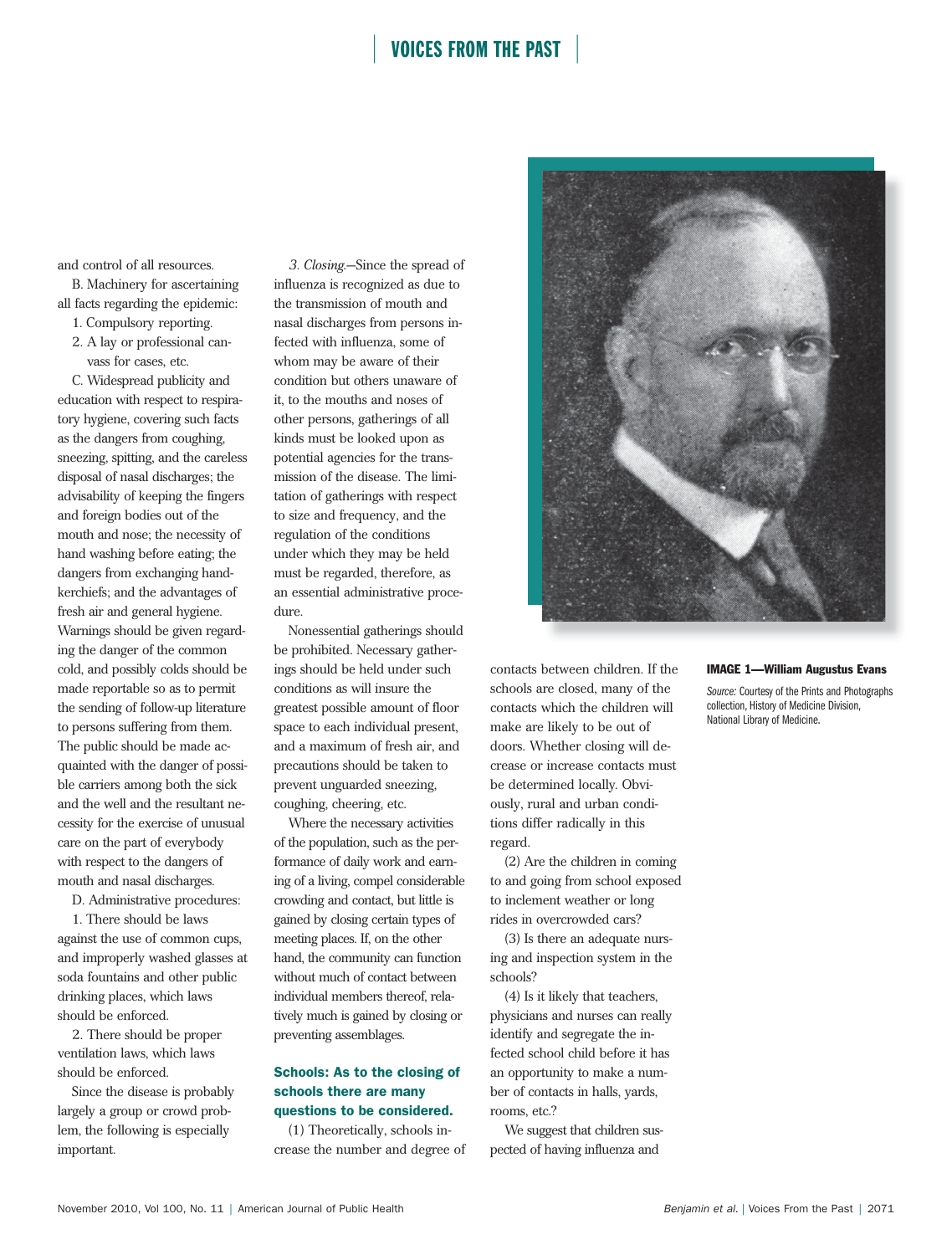and control of all resources.

B. Machinery for ascertaining all facts regarding the epidemic:

1. Compulsory reporting.
2. A lay or professional canvass for cases, etc.

C. Widespread publicity and education with respect to respiratory hygiene, covering such facts as the dangers from coughing, sneezing, spitting, and the careless disposal of nasal discharges; the advisability of keeping the fingers and foreign bodies out of the mouth and nose; the necessity of hand washing before eating; the dangers from exchanging handkerchiefs; and the advantages of fresh air and general hygiene. Warnings should be given regarding the danger of the common cold, and possibly colds should be made reportable so as to permit the sending of follow-up literature to persons suffering from them. The public should be made acquainted with the danger of possible carriers among both the sick and the well and the resultant necessity for the exercise of unusual care on the part of everybody with respect to the dangers of mouth and nasal discharges.

D. Administrative procedures:

1. There should be laws against the use of common cups, and improperly washed glasses at soda fountains and other public drinking places, which laws should be enforced.

2. There should be proper ventilation laws, which laws should be enforced.

Since the disease is probably largely a group or crowd problem, the following is especially important.

*3. Closing.*—Since the spread of influenza is recognized as due to the transmission of mouth and nasal discharges from persons infected with influenza, some of whom may be aware of their condition but others unaware of it, to the mouths and noses of other persons, gatherings of all kinds must be looked upon as potential agencies for the transmission of the disease. The limitation of gatherings with respect to size and frequency, and the regulation of the conditions under which they may be held must be regarded, therefore, as an essential administrative procedure.

Nonessential gatherings should be prohibited. Necessary gatherings should be held under such conditions as will insure the greatest possible amount of floor space to each individual present, and a maximum of fresh air, and precautions should be taken to prevent unguarded sneezing, coughing, cheering, etc.

Where the necessary activities of the population, such as the performance of daily work and earning of a living, compel considerable crowding and contact, but little is gained by closing certain types of meeting places. If, on the other hand, the community can function without much of contact between individual members thereof, relatively much is gained by closing or preventing assemblages.

**Schools: As to the closing of schools there are many questions to be considered.**

(1) Theoretically, schools increase the number and degree of contacts between children. If the schools are closed, many of the contacts which the children will make are likely to be out of doors. Whether closing will decrease or increase contacts must be determined locally. Obviously, rural and urban conditions differ radically in this regard.

(2) Are the children in coming to and going from school exposed to inclement weather or long rides in overcrowded cars?

(3) Is there an adequate nursing and inspection system in the schools?

(4) Is it likely that teachers, physicians and nurses can really identify and segregate the infected school child before it has an opportunity to make a number of contacts in halls, yards, rooms, etc.?

We suggest that children suspected of having influenza and

**IMAGE 1—William Augustus Evans**

*Source:* Courtesy of the Prints and Photographs collection, History of Medicine Division, National Library of Medicine.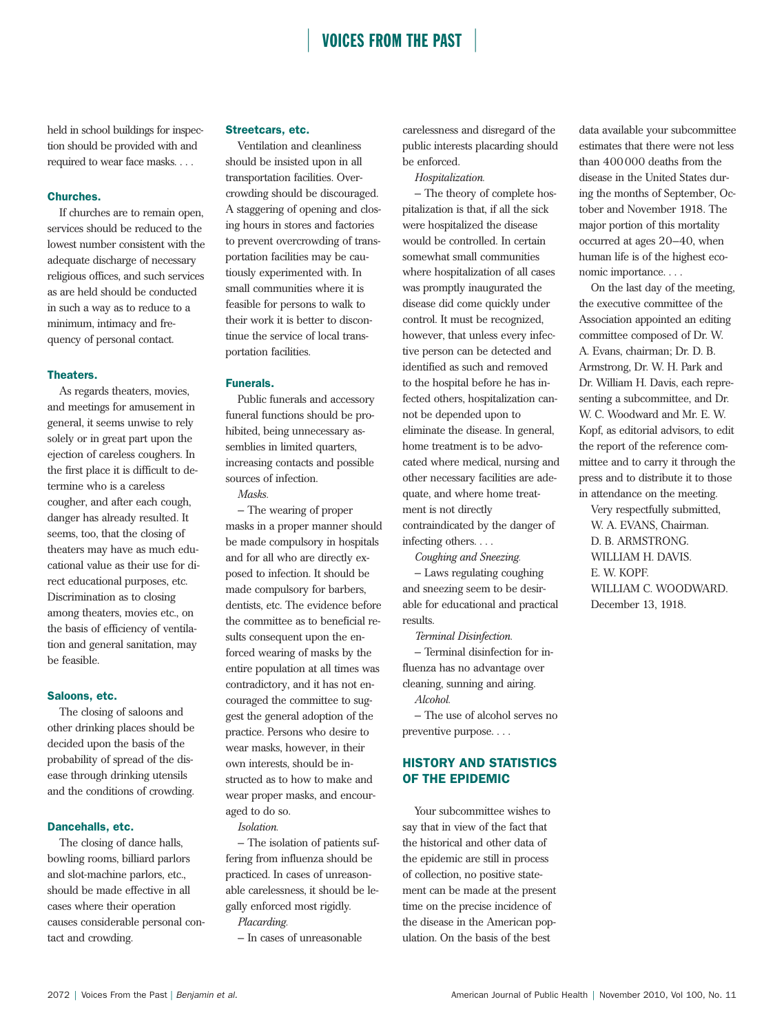held in school buildings for inspection should be provided with and required to wear face masks. . . .

#### Churches.

If churches are to remain open, services should be reduced to the lowest number consistent with the adequate discharge of necessary religious offices, and such services as are held should be conducted in such a way as to reduce to a minimum, intimacy and frequency of personal contact.

#### Theaters.

As regards theaters, movies, and meetings for amusement in general, it seems unwise to rely solely or in great part upon the ejection of careless coughers. In the first place it is difficult to determine who is a careless cougher, and after each cough, danger has already resulted. It seems, too, that the closing of theaters may have as much educational value as their use for direct educational purposes, etc. Discrimination as to closing among theaters, movies etc., on the basis of efficiency of ventilation and general sanitation, may be feasible.

#### Saloons, etc.

The closing of saloons and other drinking places should be decided upon the basis of the probability of spread of the disease through drinking utensils and the conditions of crowding.

#### Dancehalls, etc.

The closing of dance halls, bowling rooms, billiard parlors and slot-machine parlors, etc., should be made effective in all cases where their operation causes considerable personal contact and crowding.

#### Streetcars, etc.

Ventilation and cleanliness should be insisted upon in all transportation facilities. Overcrowding should be discouraged. A staggering of opening and closing hours in stores and factories to prevent overcrowding of transportation facilities may be cautiously experimented with. In small communities where it is feasible for persons to walk to their work it is better to discontinue the service of local transportation facilities.

#### Funerals.

Public funerals and accessory funeral functions should be prohibited, being unnecessary assemblies in limited quarters, increasing contacts and possible sources of infection.

*Masks.*

– The wearing of proper masks in a proper manner should be made compulsory in hospitals and for all who are directly exposed to infection. It should be made compulsory for barbers, dentists, etc. The evidence before the committee as to beneficial results consequent upon the enforced wearing of masks by the entire population at all times was contradictory, and it has not encouraged the committee to suggest the general adoption of the practice. Persons who desire to wear masks, however, in their own interests, should be instructed as to how to make and wear proper masks, and encouraged to do so.

*Isolation.*

– The isolation of patients suffering from influenza should be practiced. In cases of unreasonable carelessness, it should be legally enforced most rigidly.

*Placarding.*

– In cases of unreasonable carelessness and disregard of the public interests placarding should be enforced.

*Hospitalization.*

– The theory of complete hospitalization is that, if all the sick were hospitalized the disease would be controlled. In certain somewhat small communities where hospitalization of all cases was promptly inaugurated the disease did come quickly under control. It must be recognized, however, that unless every infective person can be detected and identified as such and removed to the hospital before he has infected others, hospitalization cannot be depended upon to eliminate the disease. In general, home treatment is to be advocated where medical, nursing and other necessary facilities are adequate, and where home treatment is not directly contraindicated by the danger of infecting others. . . .

*Coughing and Sneezing.*

– Laws regulating coughing and sneezing seem to be desirable for educational and practical results.

*Terminal Disinfection.*

– Terminal disinfection for influenza has no advantage over cleaning, sunning and airing.

*Alcohol.*

– The use of alcohol serves no preventive purpose. . . .

## HISTORY AND STATISTICS OF THE EPIDEMIC

Your subcommittee wishes to say that in view of the fact that the historical and other data of the epidemic are still in process of collection, no positive statement can be made at the present time on the precise incidence of the disease in the American population. On the basis of the best data available your subcommittee estimates that there were not less than 400 000 deaths from the disease in the United States during the months of September, October and November 1918. The major portion of this mortality occurred at ages 20–40, when human life is of the highest economic importance. . . .

On the last day of the meeting, the executive committee of the Association appointed an editing committee composed of Dr. W. A. Evans, chairman; Dr. D. B. Armstrong, Dr. W. H. Park and Dr. William H. Davis, each representing a subcommittee, and Dr. W. C. Woodward and Mr. E. W. Kopf, as editorial advisors, to edit the report of the reference committee and to carry it through the press and to distribute it to those in attendance on the meeting.

Very respectfully submitted,
W. A. EVANS, Chairman.
D. B. ARMSTRONG.
WILLIAM H. DAVIS.
E. W. KOPF.
WILLIAM C. WOODWARD.
December 13, 1918.